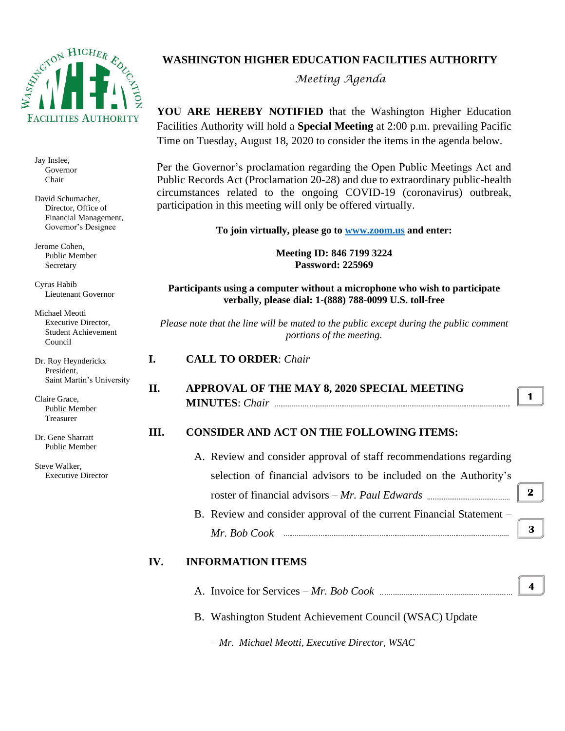WASHINGTON HIGHER EDUCATION FACILITIES AUTHORITY

Jay Inslee,
Governor
Chair

David Schumacher,
Director, Office of Financial Management,
Governor's Designee

Jerome Cohen,
Public Member
Secretary

Cyrus Habib
Lieutenant Governor

Michael Meotti
Executive Director,
Student Achievement Council

Dr. Roy Heynderickx
President,
Saint Martin's University

Claire Grace,
Public Member
Treasurer

Dr. Gene Sharratt
Public Member

Steve Walker,
Executive Director

# WASHINGTON HIGHER EDUCATION FACILITIES AUTHORITY

*Meeting Agenda*

**YOU ARE HEREBY NOTIFIED** that the Washington Higher Education Facilities Authority will hold a **Special Meeting** at 2:00 p.m. prevailing Pacific Time on Tuesday, August 18, 2020 to consider the items in the agenda below.

Per the Governor's proclamation regarding the Open Public Meetings Act and Public Records Act (Proclamation 20-28) and due to extraordinary public-health circumstances related to the ongoing COVID-19 (coronavirus) outbreak, participation in this meeting will only be offered virtually.

**To join virtually, please go to [www.zoom.us](www.zoom.us) and enter:**

**Meeting ID: 846 7199 3224**
**Password: 225969**

**Participants using a computer without a microphone who wish to participate verbally, please dial: 1-(888) 788-0099 U.S. toll-free**

*Please note that the line will be muted to the public except during the public comment portions of the meeting.*

**I. CALL TO ORDER**: *Chair*

**II. APPROVAL OF THE MAY 8, 2020 SPECIAL MEETING MINUTES**: *Chair* .......... **1**

**III. CONSIDER AND ACT ON THE FOLLOWING ITEMS:**

A. Review and consider approval of staff recommendations regarding selection of financial advisors to be included on the Authority's roster of financial advisors – *Mr. Paul Edwards* .......... **2**

B. Review and consider approval of the current Financial Statement – *Mr. Bob Cook* .......... **3**

**IV. INFORMATION ITEMS**

A. Invoice for Services – *Mr. Bob Cook* .......... **4**

B. Washington Student Achievement Council (WSAC) Update

*– Mr. Michael Meotti, Executive Director, WSAC*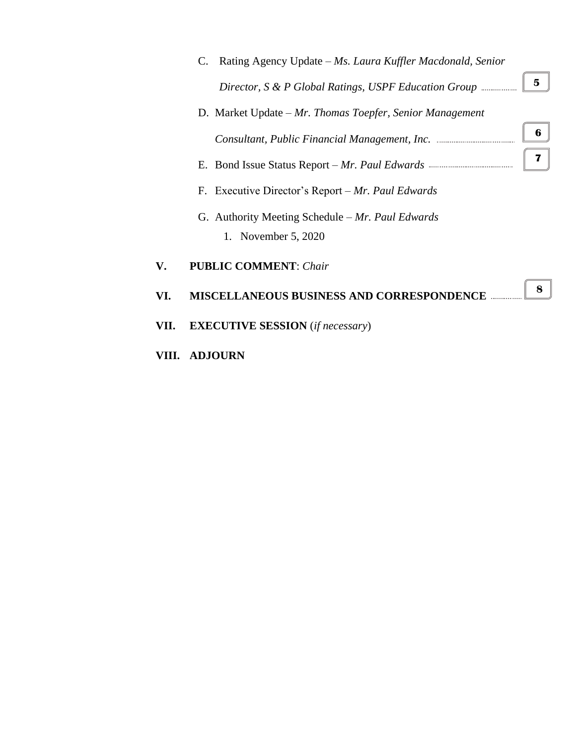C. Rating Agency Update – *Ms. Laura Kuffler Macdonald, Senior Director, S & P Global Ratings, USPF Education Group* .................. **5**

D. Market Update – *Mr. Thomas Toepfer, Senior Management Consultant, Public Financial Management, Inc.* .................. **6**

E. Bond Issue Status Report – *Mr. Paul Edwards* .................. **7**

F. Executive Director's Report – *Mr. Paul Edwards*

G. Authority Meeting Schedule – *Mr. Paul Edwards*

1. November 5, 2020

**V. PUBLIC COMMENT**: *Chair*

**VI. MISCELLANEOUS BUSINESS AND CORRESPONDENCE** .................. **8**

**VII. EXECUTIVE SESSION** (*if necessary*)

**VIII. ADJOURN**